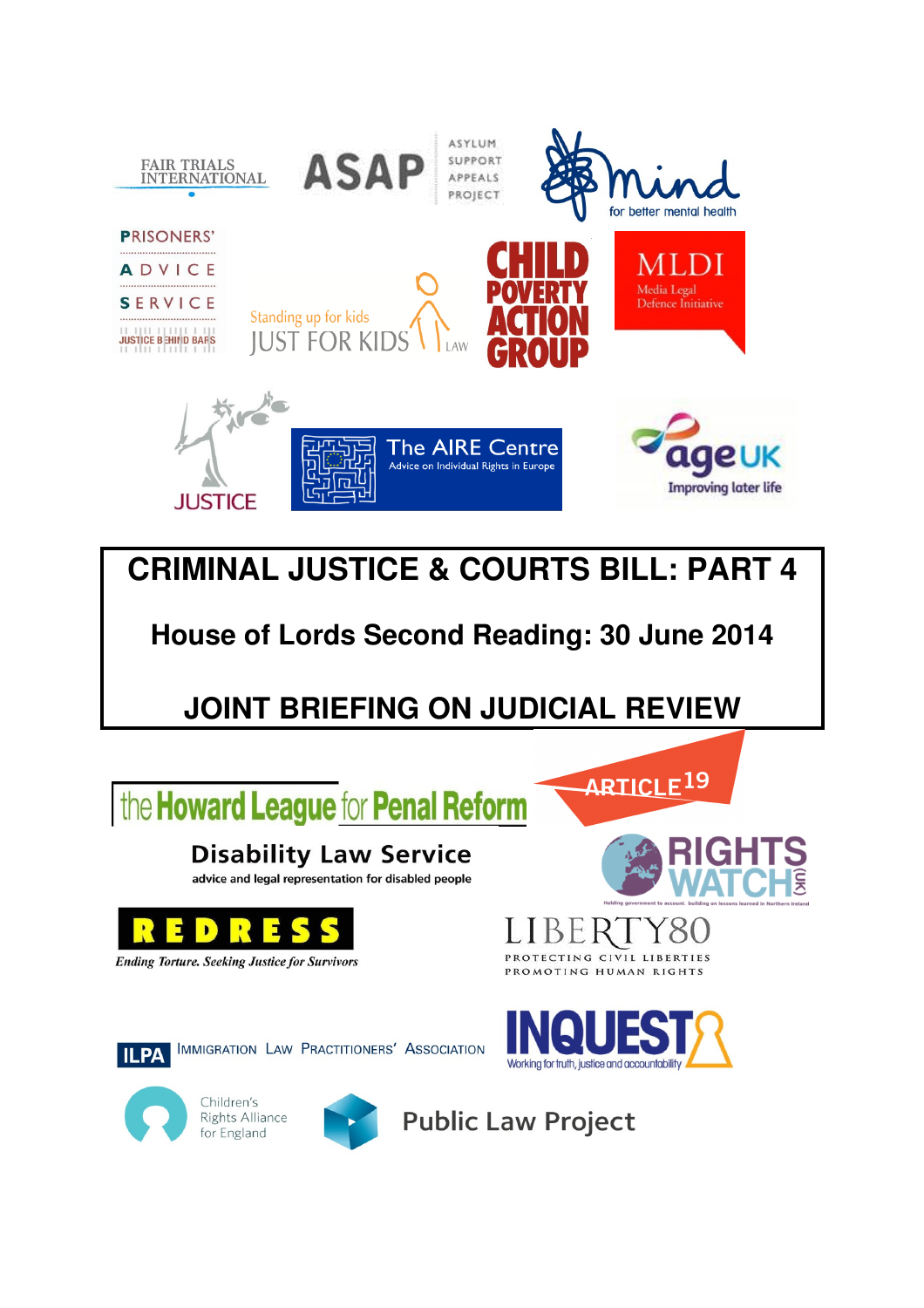FAIR TRIALS INTERNATIONAL

ASAP ASYLUM SUPPORT APPEALS PROJECT

Mind for better mental health

PRISONERS' ADVICE SERVICE JUSTICE BEHIND BARS

Standing up for kids JUST FOR KIDS LAW

CHILD POVERTY ACTION GROUP

MLDI Media Legal Defence Initiative

JUSTICE

The AIRE Centre Advice on Individual Rights in Europe

age UK Improving later life

# CRIMINAL JUSTICE & COURTS BILL: PART 4

## House of Lords Second Reading: 30 June 2014

## JOINT BRIEFING ON JUDICIAL REVIEW

the Howard League for Penal Reform

ARTICLE 19

Disability Law Service
advice and legal representation for disabled people

RIGHTS WATCH (UK)
Holding government to account. building on lessons learned in Northern Ireland

REDRESS
*Ending Torture. Seeking Justice for Survivors*

LIBERTY80
PROTECTING CIVIL LIBERTIES PROMOTING HUMAN RIGHTS

ILPA IMMIGRATION LAW PRACTITIONERS' ASSOCIATION

INQUEST Working for truth, justice and accountability

Children's Rights Alliance for England

Public Law Project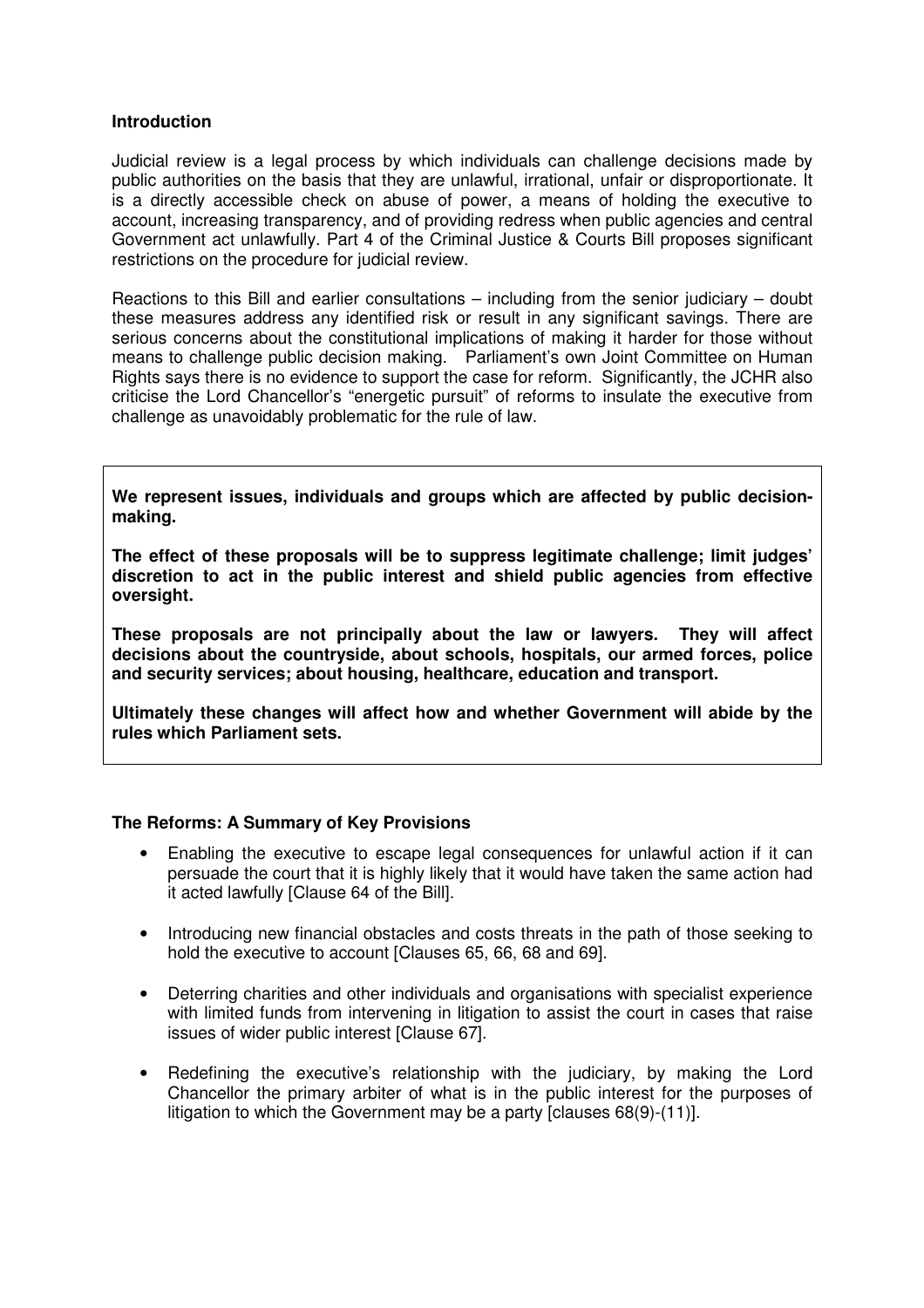### Introduction

Judicial review is a legal process by which individuals can challenge decisions made by public authorities on the basis that they are unlawful, irrational, unfair or disproportionate. It is a directly accessible check on abuse of power, a means of holding the executive to account, increasing transparency, and of providing redress when public agencies and central Government act unlawfully. Part 4 of the Criminal Justice & Courts Bill proposes significant restrictions on the procedure for judicial review.

Reactions to this Bill and earlier consultations – including from the senior judiciary – doubt these measures address any identified risk or result in any significant savings. There are serious concerns about the constitutional implications of making it harder for those without means to challenge public decision making. Parliament's own Joint Committee on Human Rights says there is no evidence to support the case for reform. Significantly, the JCHR also criticise the Lord Chancellor's "energetic pursuit" of reforms to insulate the executive from challenge as unavoidably problematic for the rule of law.

**We represent issues, individuals and groups which are affected by public decision-making.**

**The effect of these proposals will be to suppress legitimate challenge; limit judges' discretion to act in the public interest and shield public agencies from effective oversight.**

**These proposals are not principally about the law or lawyers. They will affect decisions about the countryside, about schools, hospitals, our armed forces, police and security services; about housing, healthcare, education and transport.**

**Ultimately these changes will affect how and whether Government will abide by the rules which Parliament sets.**

### The Reforms: A Summary of Key Provisions

- Enabling the executive to escape legal consequences for unlawful action if it can persuade the court that it is highly likely that it would have taken the same action had it acted lawfully [Clause 64 of the Bill].
- Introducing new financial obstacles and costs threats in the path of those seeking to hold the executive to account [Clauses 65, 66, 68 and 69].
- Deterring charities and other individuals and organisations with specialist experience with limited funds from intervening in litigation to assist the court in cases that raise issues of wider public interest [Clause 67].
- Redefining the executive's relationship with the judiciary, by making the Lord Chancellor the primary arbiter of what is in the public interest for the purposes of litigation to which the Government may be a party [clauses 68(9)-(11)].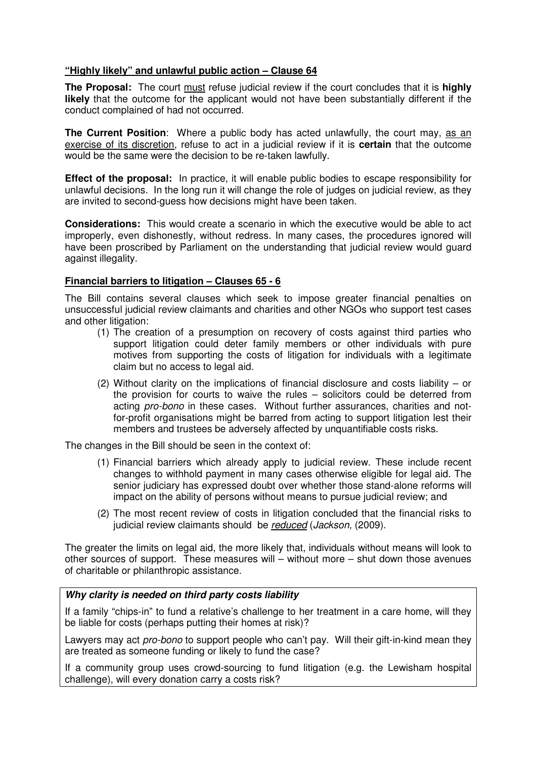**<u>"Highly likely" and unlawful public action – Clause 64</u>**

**The Proposal:** The court <u>must</u> refuse judicial review if the court concludes that it is **highly likely** that the outcome for the applicant would not have been substantially different if the conduct complained of had not occurred.

**The Current Position**: Where a public body has acted unlawfully, the court may, <u>as an exercise of its discretion</u>, refuse to act in a judicial review if it is **certain** that the outcome would be the same were the decision to be re-taken lawfully.

**Effect of the proposal:** In practice, it will enable public bodies to escape responsibility for unlawful decisions. In the long run it will change the role of judges on judicial review, as they are invited to second-guess how decisions might have been taken.

**Considerations:** This would create a scenario in which the executive would be able to act improperly, even dishonestly, without redress. In many cases, the procedures ignored will have been proscribed by Parliament on the understanding that judicial review would guard against illegality.

**<u>Financial barriers to litigation – Clauses 65 - 6</u>**

The Bill contains several clauses which seek to impose greater financial penalties on unsuccessful judicial review claimants and charities and other NGOs who support test cases and other litigation:

(1) The creation of a presumption on recovery of costs against third parties who support litigation could deter family members or other individuals with pure motives from supporting the costs of litigation for individuals with a legitimate claim but no access to legal aid.

(2) Without clarity on the implications of financial disclosure and costs liability – or the provision for courts to waive the rules – solicitors could be deterred from acting *pro-bono* in these cases. Without further assurances, charities and not-for-profit organisations might be barred from acting to support litigation lest their members and trustees be adversely affected by unquantifiable costs risks.

The changes in the Bill should be seen in the context of:

(1) Financial barriers which already apply to judicial review. These include recent changes to withhold payment in many cases otherwise eligible for legal aid. The senior judiciary has expressed doubt over whether those stand-alone reforms will impact on the ability of persons without means to pursue judicial review; and

(2) The most recent review of costs in litigation concluded that the financial risks to judicial review claimants should be <u>*reduced*</u> (*Jackson,* (2009).

The greater the limits on legal aid, the more likely that, individuals without means will look to other sources of support. These measures will – without more – shut down those avenues of charitable or philanthropic assistance.

***Why clarity is needed on third party costs liability***

If a family "chips-in" to fund a relative's challenge to her treatment in a care home, will they be liable for costs (perhaps putting their homes at risk)?

Lawyers may act *pro-bono* to support people who can't pay. Will their gift-in-kind mean they are treated as someone funding or likely to fund the case?

If a community group uses crowd-sourcing to fund litigation (e.g. the Lewisham hospital challenge), will every donation carry a costs risk?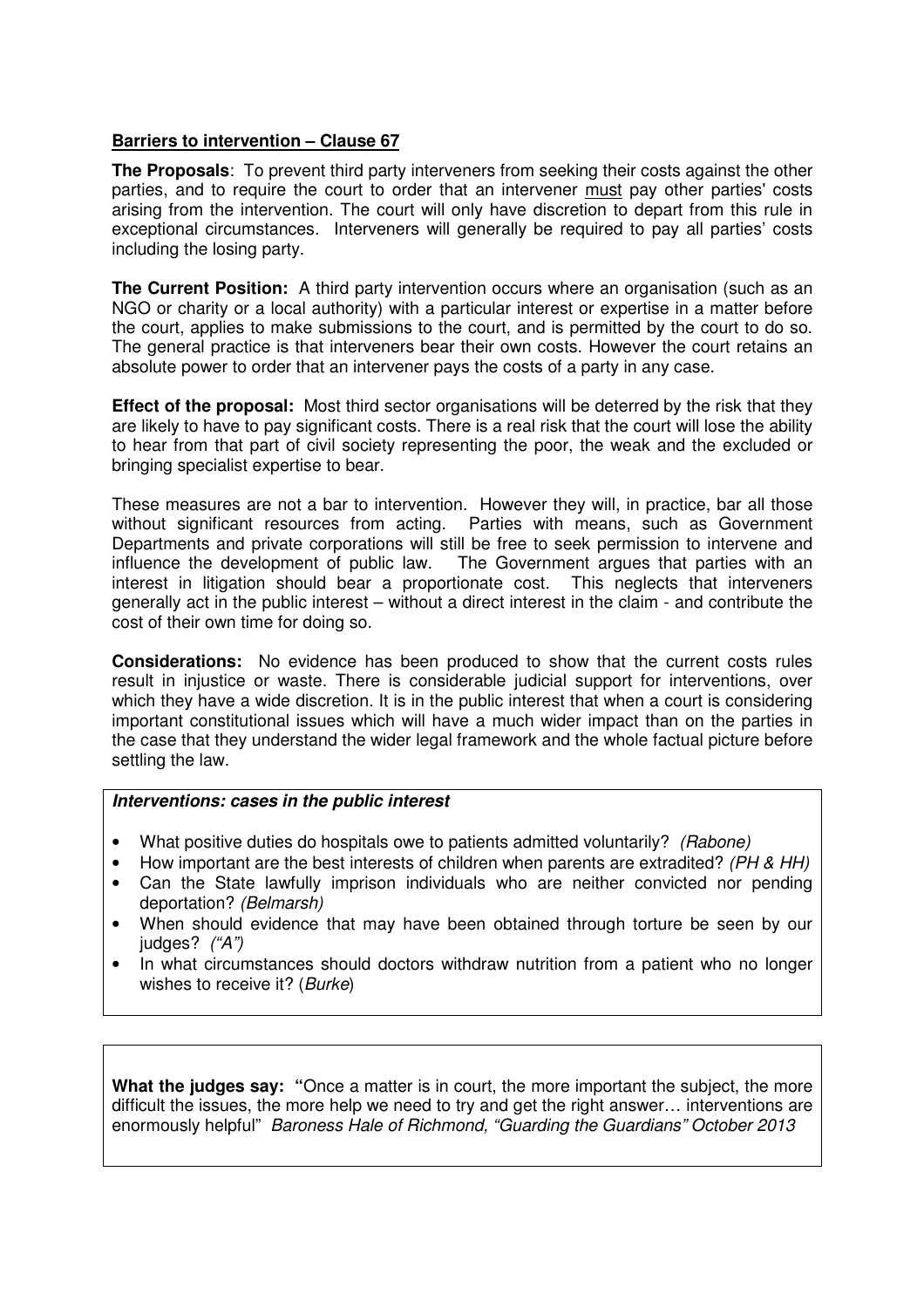**Barriers to intervention – Clause 67**

**The Proposals**: To prevent third party interveners from seeking their costs against the other parties, and to require the court to order that an intervener must pay other parties' costs arising from the intervention. The court will only have discretion to depart from this rule in exceptional circumstances. Interveners will generally be required to pay all parties' costs including the losing party.

**The Current Position:** A third party intervention occurs where an organisation (such as an NGO or charity or a local authority) with a particular interest or expertise in a matter before the court, applies to make submissions to the court, and is permitted by the court to do so. The general practice is that interveners bear their own costs. However the court retains an absolute power to order that an intervener pays the costs of a party in any case.

**Effect of the proposal:** Most third sector organisations will be deterred by the risk that they are likely to have to pay significant costs. There is a real risk that the court will lose the ability to hear from that part of civil society representing the poor, the weak and the excluded or bringing specialist expertise to bear.

These measures are not a bar to intervention. However they will, in practice, bar all those without significant resources from acting. Parties with means, such as Government Departments and private corporations will still be free to seek permission to intervene and influence the development of public law. The Government argues that parties with an interest in litigation should bear a proportionate cost. This neglects that interveners generally act in the public interest – without a direct interest in the claim - and contribute the cost of their own time for doing so.

**Considerations:** No evidence has been produced to show that the current costs rules result in injustice or waste. There is considerable judicial support for interventions, over which they have a wide discretion. It is in the public interest that when a court is considering important constitutional issues which will have a much wider impact than on the parties in the case that they understand the wider legal framework and the whole factual picture before settling the law.

***Interventions: cases in the public interest***

- What positive duties do hospitals owe to patients admitted voluntarily? *(Rabone)*
- How important are the best interests of children when parents are extradited? *(PH & HH)*
- Can the State lawfully imprison individuals who are neither convicted nor pending deportation? *(Belmarsh)*
- When should evidence that may have been obtained through torture be seen by our judges? *("A")*
- In what circumstances should doctors withdraw nutrition from a patient who no longer wishes to receive it? (*Burke*)

**What the judges say: "**Once a matter is in court, the more important the subject, the more difficult the issues, the more help we need to try and get the right answer… interventions are enormously helpful" *Baroness Hale of Richmond, "Guarding the Guardians" October 2013*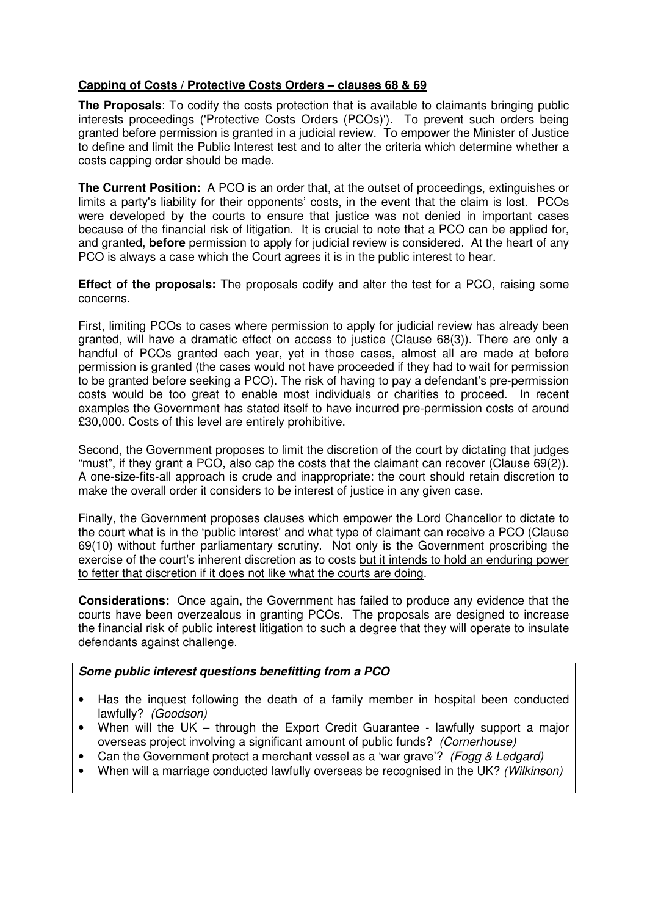**Capping of Costs / Protective Costs Orders – clauses 68 & 69**

**The Proposals**: To codify the costs protection that is available to claimants bringing public interests proceedings ('Protective Costs Orders (PCOs)'). To prevent such orders being granted before permission is granted in a judicial review. To empower the Minister of Justice to define and limit the Public Interest test and to alter the criteria which determine whether a costs capping order should be made.

**The Current Position:** A PCO is an order that, at the outset of proceedings, extinguishes or limits a party's liability for their opponents' costs, in the event that the claim is lost. PCOs were developed by the courts to ensure that justice was not denied in important cases because of the financial risk of litigation. It is crucial to note that a PCO can be applied for, and granted, **before** permission to apply for judicial review is considered. At the heart of any PCO is always a case which the Court agrees it is in the public interest to hear.

**Effect of the proposals:** The proposals codify and alter the test for a PCO, raising some concerns.

First, limiting PCOs to cases where permission to apply for judicial review has already been granted, will have a dramatic effect on access to justice (Clause 68(3)). There are only a handful of PCOs granted each year, yet in those cases, almost all are made at before permission is granted (the cases would not have proceeded if they had to wait for permission to be granted before seeking a PCO). The risk of having to pay a defendant's pre-permission costs would be too great to enable most individuals or charities to proceed. In recent examples the Government has stated itself to have incurred pre-permission costs of around £30,000. Costs of this level are entirely prohibitive.

Second, the Government proposes to limit the discretion of the court by dictating that judges "must", if they grant a PCO, also cap the costs that the claimant can recover (Clause 69(2)). A one-size-fits-all approach is crude and inappropriate: the court should retain discretion to make the overall order it considers to be interest of justice in any given case.

Finally, the Government proposes clauses which empower the Lord Chancellor to dictate to the court what is in the 'public interest' and what type of claimant can receive a PCO (Clause 69(10) without further parliamentary scrutiny. Not only is the Government proscribing the exercise of the court's inherent discretion as to costs but it intends to hold an enduring power to fetter that discretion if it does not like what the courts are doing.

**Considerations:** Once again, the Government has failed to produce any evidence that the courts have been overzealous in granting PCOs. The proposals are designed to increase the financial risk of public interest litigation to such a degree that they will operate to insulate defendants against challenge.

***Some public interest questions benefitting from a PCO***

- Has the inquest following the death of a family member in hospital been conducted lawfully? *(Goodson)*
- When will the UK – through the Export Credit Guarantee - lawfully support a major overseas project involving a significant amount of public funds? *(Cornerhouse)*
- Can the Government protect a merchant vessel as a 'war grave'? *(Fogg & Ledgard)*
- When will a marriage conducted lawfully overseas be recognised in the UK? *(Wilkinson)*